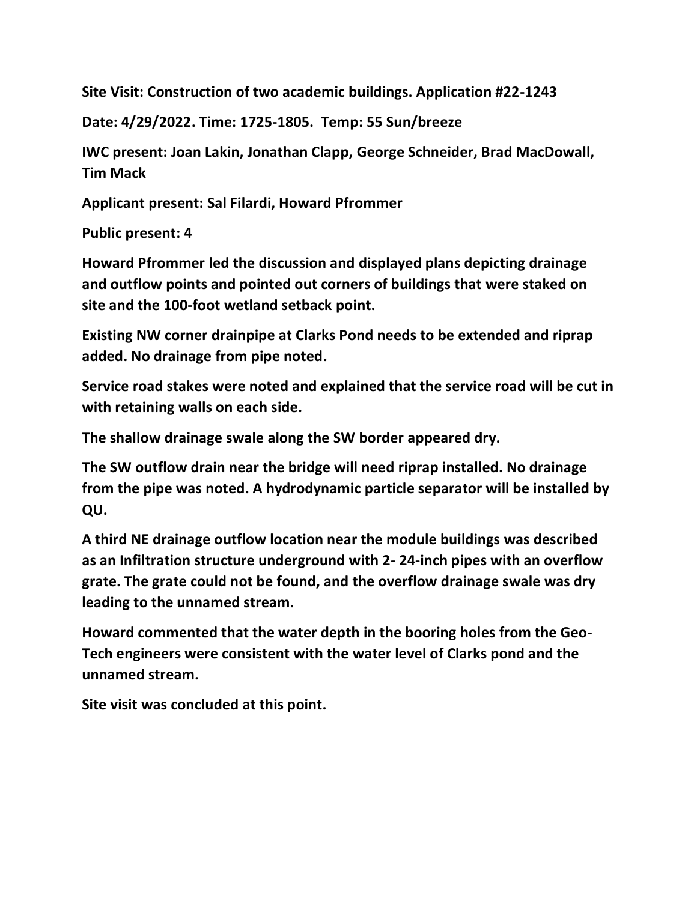**Site Visit: Construction of two academic buildings. Application #22-1243**

**Date: 4/29/2022. Time: 1725-1805. Temp: 55 Sun/breeze**

**IWC present: Joan Lakin, Jonathan Clapp, George Schneider, Brad MacDowall, Tim Mack**

**Applicant present: Sal Filardi, Howard Pfrommer**

**Public present: 4**

**Howard Pfrommer led the discussion and displayed plans depicting drainage and outflow points and pointed out corners of buildings that were staked on site and the 100-foot wetland setback point.**

**Existing NW corner drainpipe at Clarks Pond needs to be extended and riprap added. No drainage from pipe noted.**

**Service road stakes were noted and explained that the service road will be cut in with retaining walls on each side.**

**The shallow drainage swale along the SW border appeared dry.**

**The SW outflow drain near the bridge will need riprap installed. No drainage from the pipe was noted. A hydrodynamic particle separator will be installed by QU.**

**A third NE drainage outflow location near the module buildings was described as an Infiltration structure underground with 2- 24-inch pipes with an overflow grate. The grate could not be found, and the overflow drainage swale was dry leading to the unnamed stream.**

**Howard commented that the water depth in the booring holes from the Geo-Tech engineers were consistent with the water level of Clarks pond and the unnamed stream.**

**Site visit was concluded at this point.**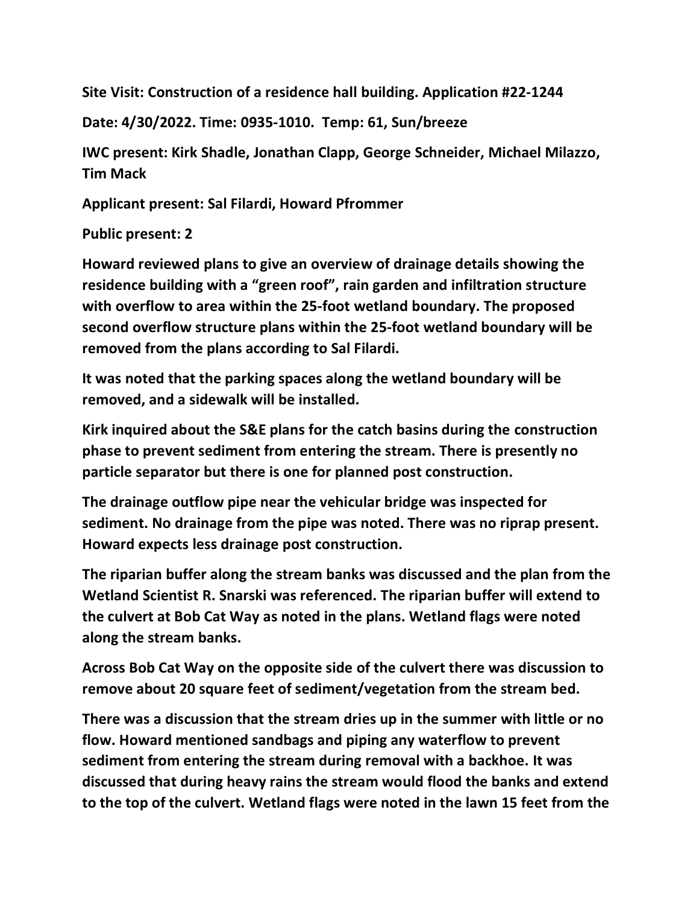**Site Visit: Construction of a residence hall building. Application #22-1244**

**Date: 4/30/2022. Time: 0935-1010. Temp: 61, Sun/breeze**

**IWC present: Kirk Shadle, Jonathan Clapp, George Schneider, Michael Milazzo, Tim Mack**

**Applicant present: Sal Filardi, Howard Pfrommer**

**Public present: 2**

**Howard reviewed plans to give an overview of drainage details showing the residence building with a "green roof", rain garden and infiltration structure with overflow to area within the 25-foot wetland boundary. The proposed second overflow structure plans within the 25-foot wetland boundary will be removed from the plans according to Sal Filardi.**

**It was noted that the parking spaces along the wetland boundary will be removed, and a sidewalk will be installed.**

**Kirk inquired about the S&E plans for the catch basins during the construction phase to prevent sediment from entering the stream. There is presently no particle separator but there is one for planned post construction.**

**The drainage outflow pipe near the vehicular bridge was inspected for sediment. No drainage from the pipe was noted. There was no riprap present. Howard expects less drainage post construction.**

**The riparian buffer along the stream banks was discussed and the plan from the Wetland Scientist R. Snarski was referenced. The riparian buffer will extend to the culvert at Bob Cat Way as noted in the plans. Wetland flags were noted along the stream banks.**

**Across Bob Cat Way on the opposite side of the culvert there was discussion to remove about 20 square feet of sediment/vegetation from the stream bed.**

**There was a discussion that the stream dries up in the summer with little or no flow. Howard mentioned sandbags and piping any waterflow to prevent sediment from entering the stream during removal with a backhoe. It was discussed that during heavy rains the stream would flood the banks and extend to the top of the culvert. Wetland flags were noted in the lawn 15 feet from the**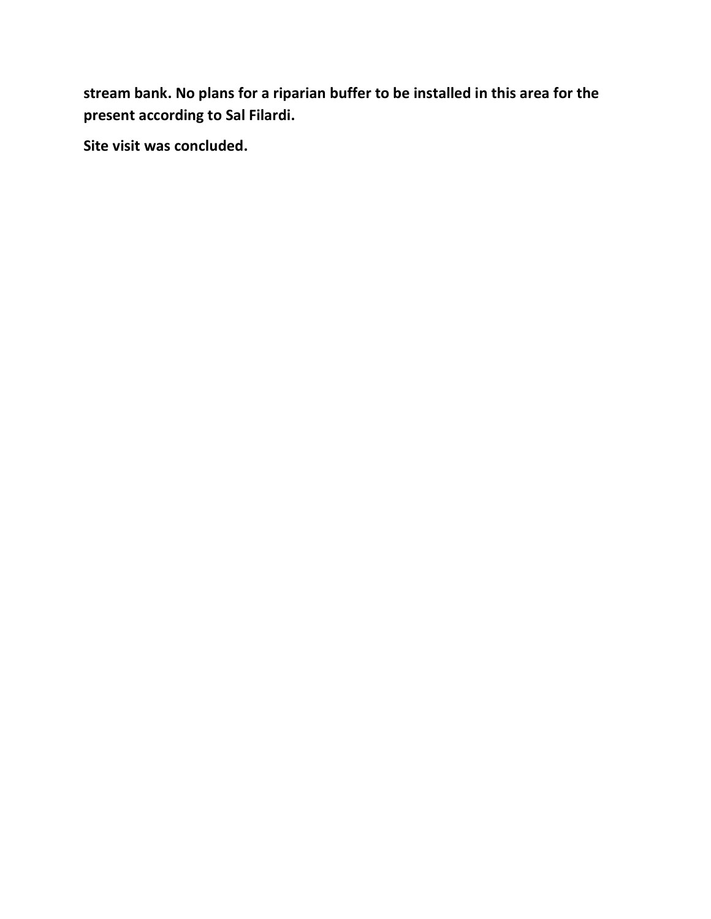**stream bank. No plans for a riparian buffer to be installed in this area for the present according to Sal Filardi.**

**Site visit was concluded.**